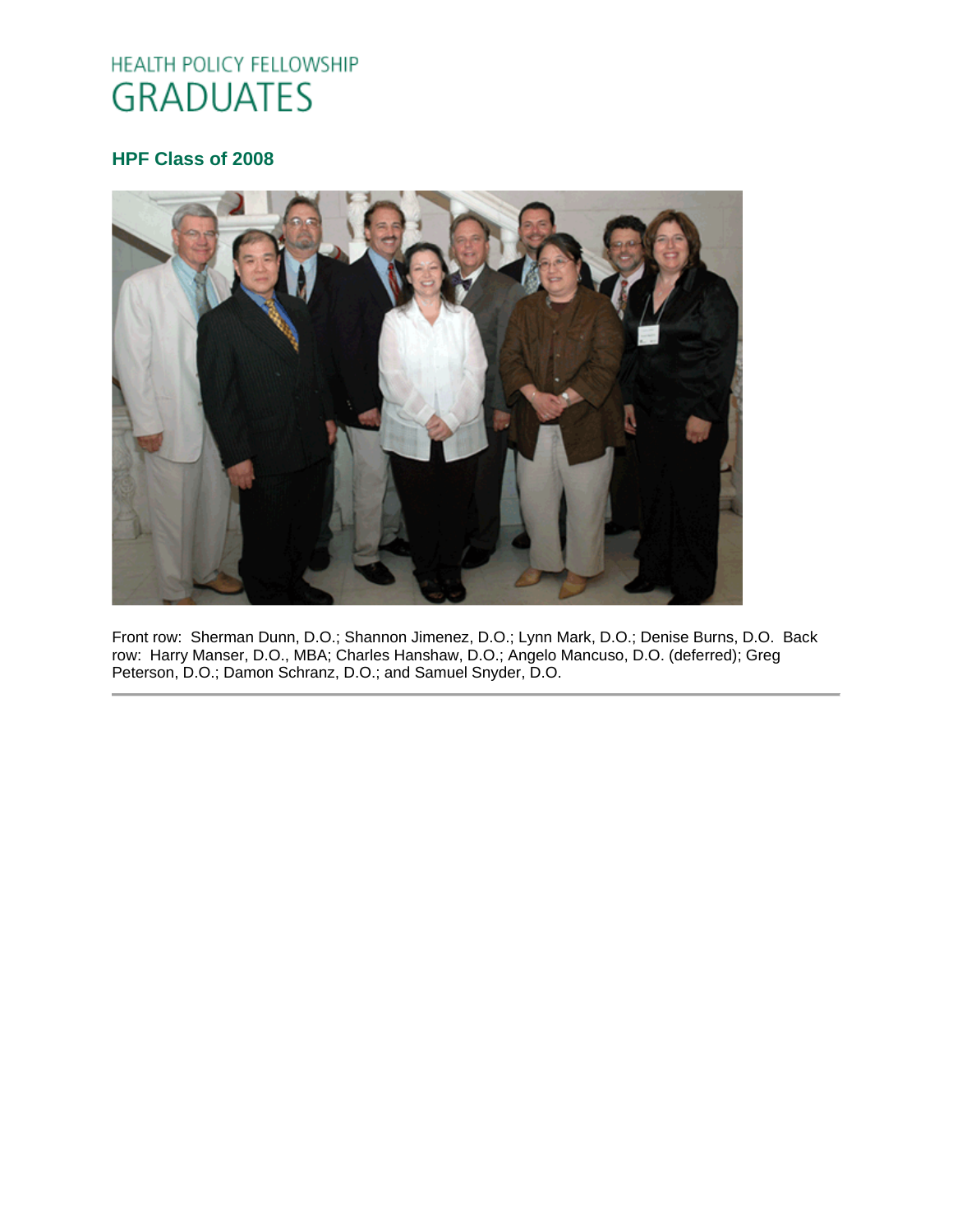# HEALTH POLICY FELLOWSHIP GRADUATES

## HPF Class of 2008

Front row: Sherman Dunn, D.O.; Shannon Jimenez, D.O.; Lynn Mark, D.O.; Denise Burns, D.O. Back row: Harry Manser, D.O., MBA; Charles Hanshaw, D.O.; Angelo Mancuso, D.O. (deferred); Greg Peterson, D.O.; Damon Schranz, D.O.; and Samuel Snyder, D.O.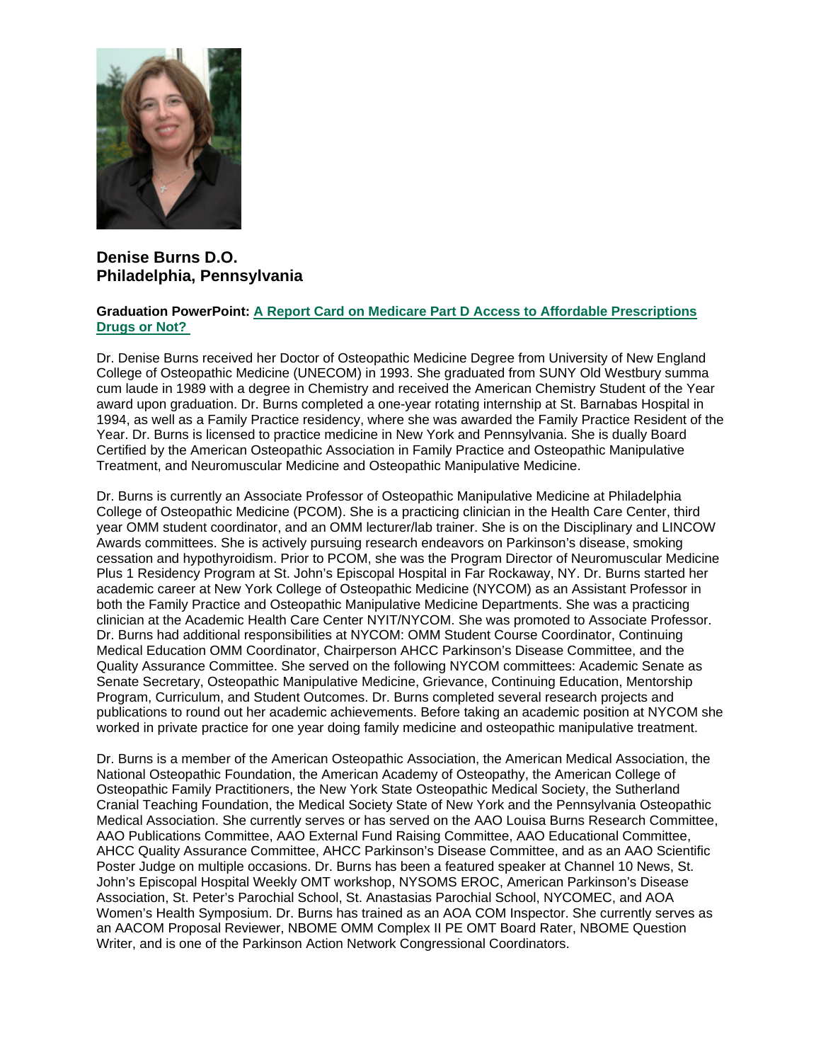**Denise Burns D.O.**
**Philadelphia, Pennsylvania**

**Graduation PowerPoint: A Report Card on Medicare Part D Access to Affordable Prescriptions Drugs or Not?**

Dr. Denise Burns received her Doctor of Osteopathic Medicine Degree from University of New England College of Osteopathic Medicine (UNECOM) in 1993. She graduated from SUNY Old Westbury summa cum laude in 1989 with a degree in Chemistry and received the American Chemistry Student of the Year award upon graduation. Dr. Burns completed a one-year rotating internship at St. Barnabas Hospital in 1994, as well as a Family Practice residency, where she was awarded the Family Practice Resident of the Year. Dr. Burns is licensed to practice medicine in New York and Pennsylvania. She is dually Board Certified by the American Osteopathic Association in Family Practice and Osteopathic Manipulative Treatment, and Neuromuscular Medicine and Osteopathic Manipulative Medicine.

Dr. Burns is currently an Associate Professor of Osteopathic Manipulative Medicine at Philadelphia College of Osteopathic Medicine (PCOM). She is a practicing clinician in the Health Care Center, third year OMM student coordinator, and an OMM lecturer/lab trainer. She is on the Disciplinary and LINCOW Awards committees. She is actively pursuing research endeavors on Parkinson's disease, smoking cessation and hypothyroidism. Prior to PCOM, she was the Program Director of Neuromuscular Medicine Plus 1 Residency Program at St. John's Episcopal Hospital in Far Rockaway, NY. Dr. Burns started her academic career at New York College of Osteopathic Medicine (NYCOM) as an Assistant Professor in both the Family Practice and Osteopathic Manipulative Medicine Departments. She was a practicing clinician at the Academic Health Care Center NYIT/NYCOM. She was promoted to Associate Professor. Dr. Burns had additional responsibilities at NYCOM: OMM Student Course Coordinator, Continuing Medical Education OMM Coordinator, Chairperson AHCC Parkinson's Disease Committee, and the Quality Assurance Committee. She served on the following NYCOM committees: Academic Senate as Senate Secretary, Osteopathic Manipulative Medicine, Grievance, Continuing Education, Mentorship Program, Curriculum, and Student Outcomes. Dr. Burns completed several research projects and publications to round out her academic achievements. Before taking an academic position at NYCOM she worked in private practice for one year doing family medicine and osteopathic manipulative treatment.

Dr. Burns is a member of the American Osteopathic Association, the American Medical Association, the National Osteopathic Foundation, the American Academy of Osteopathy, the American College of Osteopathic Family Practitioners, the New York State Osteopathic Medical Society, the Sutherland Cranial Teaching Foundation, the Medical Society State of New York and the Pennsylvania Osteopathic Medical Association. She currently serves or has served on the AAO Louisa Burns Research Committee, AAO Publications Committee, AAO External Fund Raising Committee, AAO Educational Committee, AHCC Quality Assurance Committee, AHCC Parkinson's Disease Committee, and as an AAO Scientific Poster Judge on multiple occasions. Dr. Burns has been a featured speaker at Channel 10 News, St. John's Episcopal Hospital Weekly OMT workshop, NYSOMS EROC, American Parkinson's Disease Association, St. Peter's Parochial School, St. Anastasias Parochial School, NYCOMEC, and AOA Women's Health Symposium. Dr. Burns has trained as an AOA COM Inspector. She currently serves as an AACOM Proposal Reviewer, NBOME OMM Complex II PE OMT Board Rater, NBOME Question Writer, and is one of the Parkinson Action Network Congressional Coordinators.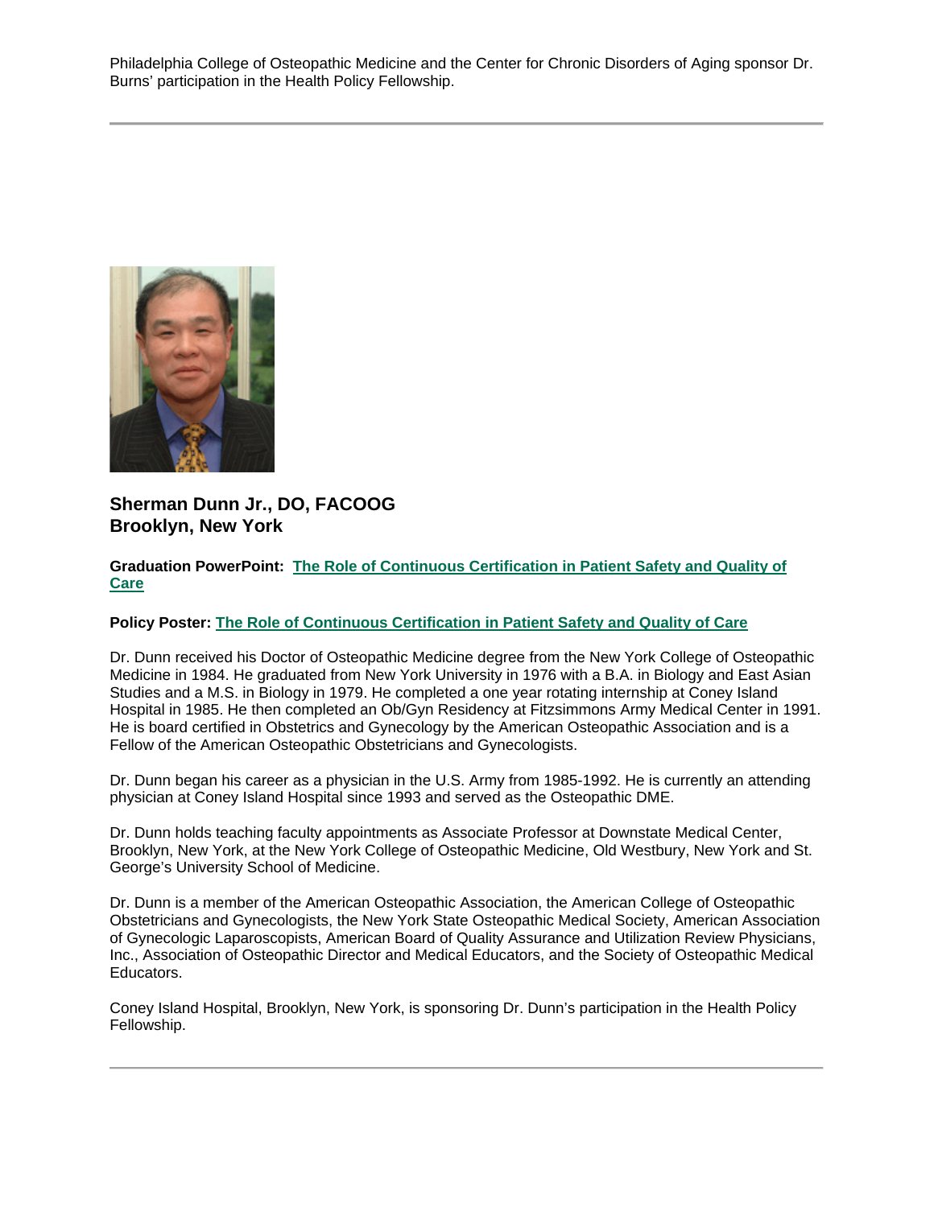Philadelphia College of Osteopathic Medicine and the Center for Chronic Disorders of Aging sponsor Dr. Burns' participation in the Health Policy Fellowship.

---

**Sherman Dunn Jr., DO, FACOOG**
**Brooklyn, New York**

**Graduation PowerPoint:** The Role of Continuous Certification in Patient Safety and Quality of Care

**Policy Poster:** The Role of Continuous Certification in Patient Safety and Quality of Care

Dr. Dunn received his Doctor of Osteopathic Medicine degree from the New York College of Osteopathic Medicine in 1984. He graduated from New York University in 1976 with a B.A. in Biology and East Asian Studies and a M.S. in Biology in 1979. He completed a one year rotating internship at Coney Island Hospital in 1985. He then completed an Ob/Gyn Residency at Fitzsimmons Army Medical Center in 1991. He is board certified in Obstetrics and Gynecology by the American Osteopathic Association and is a Fellow of the American Osteopathic Obstetricians and Gynecologists.

Dr. Dunn began his career as a physician in the U.S. Army from 1985-1992. He is currently an attending physician at Coney Island Hospital since 1993 and served as the Osteopathic DME.

Dr. Dunn holds teaching faculty appointments as Associate Professor at Downstate Medical Center, Brooklyn, New York, at the New York College of Osteopathic Medicine, Old Westbury, New York and St. George's University School of Medicine.

Dr. Dunn is a member of the American Osteopathic Association, the American College of Osteopathic Obstetricians and Gynecologists, the New York State Osteopathic Medical Society, American Association of Gynecologic Laparoscopists, American Board of Quality Assurance and Utilization Review Physicians, Inc., Association of Osteopathic Director and Medical Educators, and the Society of Osteopathic Medical Educators.

Coney Island Hospital, Brooklyn, New York, is sponsoring Dr. Dunn's participation in the Health Policy Fellowship.

---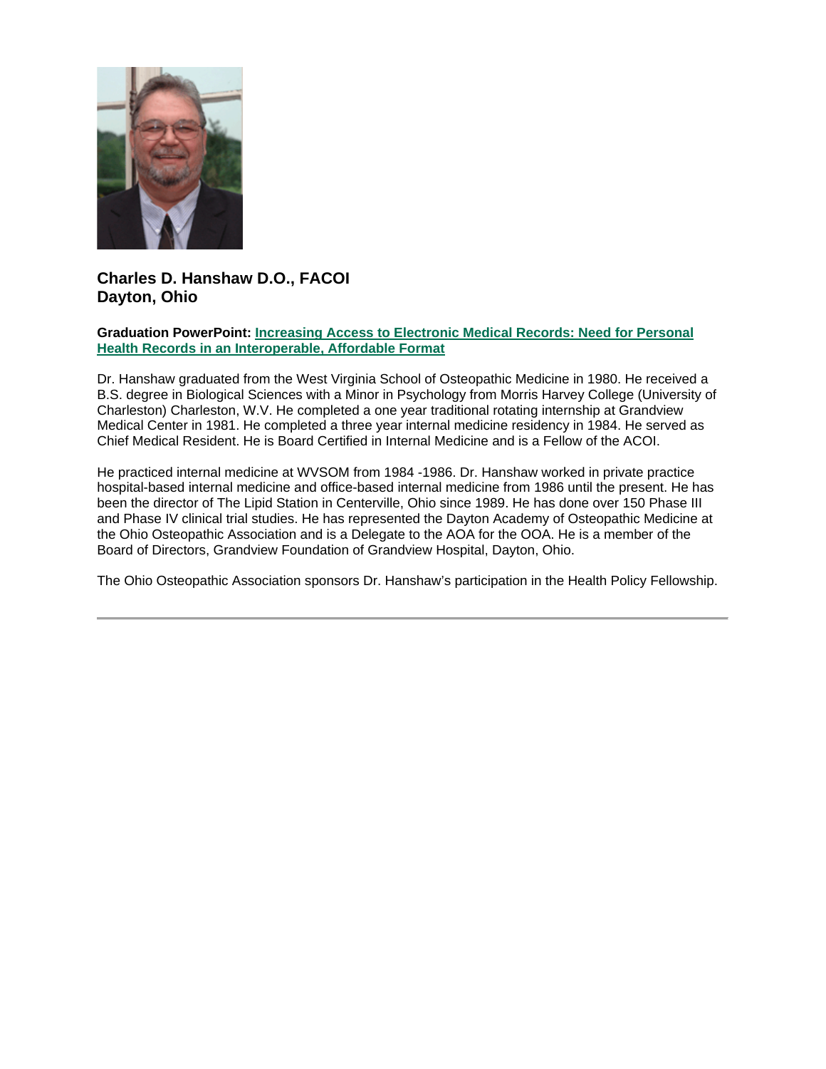## Charles D. Hanshaw D.O., FACOI
## Dayton, Ohio

**Graduation PowerPoint:** **Increasing Access to Electronic Medical Records: Need for Personal Health Records in an Interoperable, Affordable Format**

Dr. Hanshaw graduated from the West Virginia School of Osteopathic Medicine in 1980. He received a B.S. degree in Biological Sciences with a Minor in Psychology from Morris Harvey College (University of Charleston) Charleston, W.V. He completed a one year traditional rotating internship at Grandview Medical Center in 1981. He completed a three year internal medicine residency in 1984. He served as Chief Medical Resident. He is Board Certified in Internal Medicine and is a Fellow of the ACOI.

He practiced internal medicine at WVSOM from 1984 -1986. Dr. Hanshaw worked in private practice hospital-based internal medicine and office-based internal medicine from 1986 until the present. He has been the director of The Lipid Station in Centerville, Ohio since 1989. He has done over 150 Phase III and Phase IV clinical trial studies. He has represented the Dayton Academy of Osteopathic Medicine at the Ohio Osteopathic Association and is a Delegate to the AOA for the OOA. He is a member of the Board of Directors, Grandview Foundation of Grandview Hospital, Dayton, Ohio.

The Ohio Osteopathic Association sponsors Dr. Hanshaw's participation in the Health Policy Fellowship.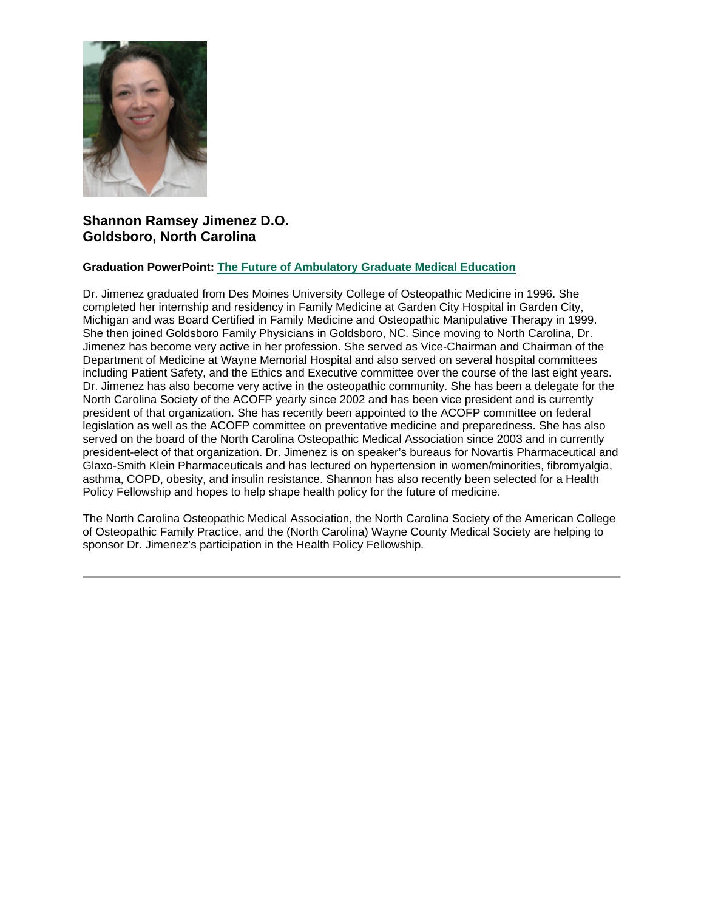**Shannon Ramsey Jimenez D.O.**
**Goldsboro, North Carolina**

**Graduation PowerPoint: The Future of Ambulatory Graduate Medical Education**

Dr. Jimenez graduated from Des Moines University College of Osteopathic Medicine in 1996. She completed her internship and residency in Family Medicine at Garden City Hospital in Garden City, Michigan and was Board Certified in Family Medicine and Osteopathic Manipulative Therapy in 1999. She then joined Goldsboro Family Physicians in Goldsboro, NC. Since moving to North Carolina, Dr. Jimenez has become very active in her profession. She served as Vice-Chairman and Chairman of the Department of Medicine at Wayne Memorial Hospital and also served on several hospital committees including Patient Safety, and the Ethics and Executive committee over the course of the last eight years. Dr. Jimenez has also become very active in the osteopathic community. She has been a delegate for the North Carolina Society of the ACOFP yearly since 2002 and has been vice president and is currently president of that organization. She has recently been appointed to the ACOFP committee on federal legislation as well as the ACOFP committee on preventative medicine and preparedness. She has also served on the board of the North Carolina Osteopathic Medical Association since 2003 and in currently president-elect of that organization. Dr. Jimenez is on speaker's bureaus for Novartis Pharmaceutical and Glaxo-Smith Klein Pharmaceuticals and has lectured on hypertension in women/minorities, fibromyalgia, asthma, COPD, obesity, and insulin resistance. Shannon has also recently been selected for a Health Policy Fellowship and hopes to help shape health policy for the future of medicine.

The North Carolina Osteopathic Medical Association, the North Carolina Society of the American College of Osteopathic Family Practice, and the (North Carolina) Wayne County Medical Society are helping to sponsor Dr. Jimenez's participation in the Health Policy Fellowship.

---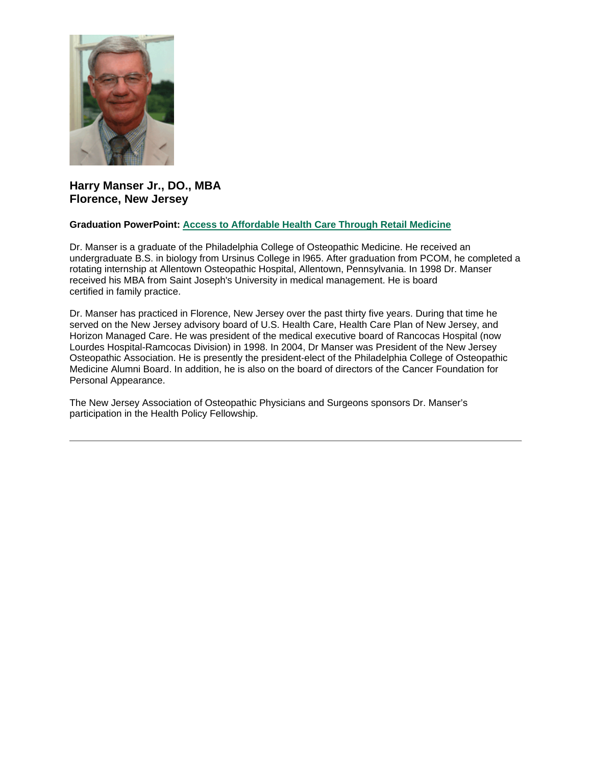**Harry Manser Jr., DO., MBA**
**Florence, New Jersey**

**Graduation PowerPoint: Access to Affordable Health Care Through Retail Medicine**

Dr. Manser is a graduate of the Philadelphia College of Osteopathic Medicine. He received an undergraduate B.S. in biology from Ursinus College in l965. After graduation from PCOM, he completed a rotating internship at Allentown Osteopathic Hospital, Allentown, Pennsylvania. In 1998 Dr. Manser received his MBA from Saint Joseph's University in medical management. He is board certified in family practice.

Dr. Manser has practiced in Florence, New Jersey over the past thirty five years. During that time he served on the New Jersey advisory board of U.S. Health Care, Health Care Plan of New Jersey, and Horizon Managed Care. He was president of the medical executive board of Rancocas Hospital (now Lourdes Hospital-Ramcocas Division) in 1998. In 2004, Dr Manser was President of the New Jersey Osteopathic Association. He is presently the president-elect of the Philadelphia College of Osteopathic Medicine Alumni Board. In addition, he is also on the board of directors of the Cancer Foundation for Personal Appearance.

The New Jersey Association of Osteopathic Physicians and Surgeons sponsors Dr. Manser's participation in the Health Policy Fellowship.

---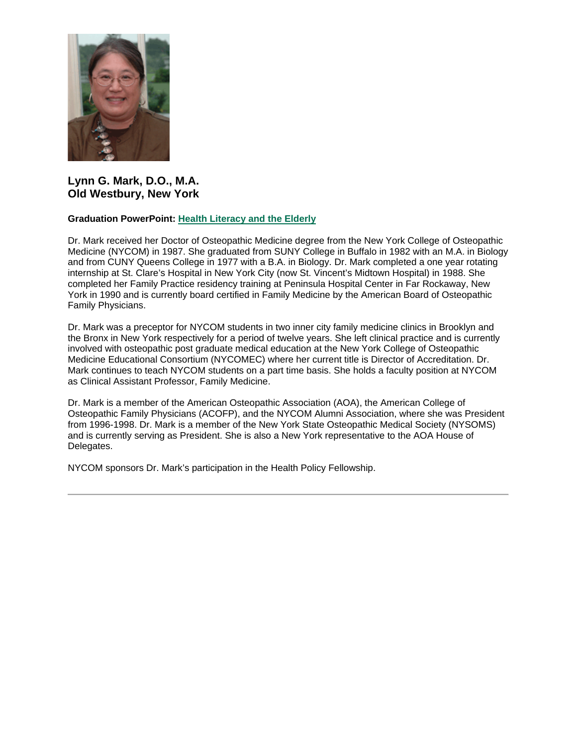**Lynn G. Mark, D.O., M.A.**
**Old Westbury, New York**

**Graduation PowerPoint:** Health Literacy and the Elderly

Dr. Mark received her Doctor of Osteopathic Medicine degree from the New York College of Osteopathic Medicine (NYCOM) in 1987. She graduated from SUNY College in Buffalo in 1982 with an M.A. in Biology and from CUNY Queens College in 1977 with a B.A. in Biology. Dr. Mark completed a one year rotating internship at St. Clare's Hospital in New York City (now St. Vincent's Midtown Hospital) in 1988. She completed her Family Practice residency training at Peninsula Hospital Center in Far Rockaway, New York in 1990 and is currently board certified in Family Medicine by the American Board of Osteopathic Family Physicians.

Dr. Mark was a preceptor for NYCOM students in two inner city family medicine clinics in Brooklyn and the Bronx in New York respectively for a period of twelve years. She left clinical practice and is currently involved with osteopathic post graduate medical education at the New York College of Osteopathic Medicine Educational Consortium (NYCOMEC) where her current title is Director of Accreditation. Dr. Mark continues to teach NYCOM students on a part time basis. She holds a faculty position at NYCOM as Clinical Assistant Professor, Family Medicine.

Dr. Mark is a member of the American Osteopathic Association (AOA), the American College of Osteopathic Family Physicians (ACOFP), and the NYCOM Alumni Association, where she was President from 1996-1998. Dr. Mark is a member of the New York State Osteopathic Medical Society (NYSOMS) and is currently serving as President. She is also a New York representative to the AOA House of Delegates.

NYCOM sponsors Dr. Mark's participation in the Health Policy Fellowship.

---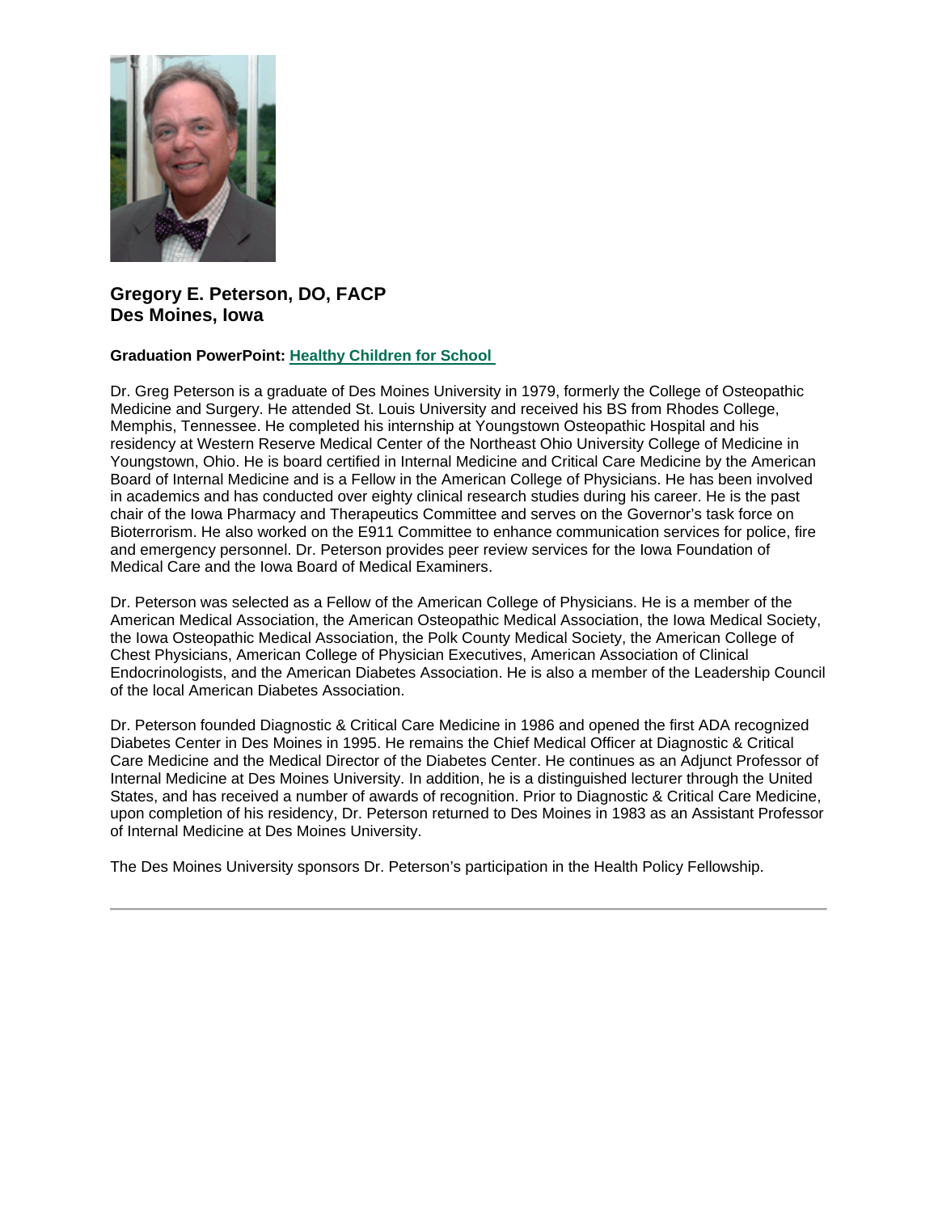## Gregory E. Peterson, DO, FACP
## Des Moines, Iowa

**Graduation PowerPoint: Healthy Children for School**

Dr. Greg Peterson is a graduate of Des Moines University in 1979, formerly the College of Osteopathic Medicine and Surgery. He attended St. Louis University and received his BS from Rhodes College, Memphis, Tennessee. He completed his internship at Youngstown Osteopathic Hospital and his residency at Western Reserve Medical Center of the Northeast Ohio University College of Medicine in Youngstown, Ohio. He is board certified in Internal Medicine and Critical Care Medicine by the American Board of Internal Medicine and is a Fellow in the American College of Physicians. He has been involved in academics and has conducted over eighty clinical research studies during his career. He is the past chair of the Iowa Pharmacy and Therapeutics Committee and serves on the Governor's task force on Bioterrorism. He also worked on the E911 Committee to enhance communication services for police, fire and emergency personnel. Dr. Peterson provides peer review services for the Iowa Foundation of Medical Care and the Iowa Board of Medical Examiners.

Dr. Peterson was selected as a Fellow of the American College of Physicians. He is a member of the American Medical Association, the American Osteopathic Medical Association, the Iowa Medical Society, the Iowa Osteopathic Medical Association, the Polk County Medical Society, the American College of Chest Physicians, American College of Physician Executives, American Association of Clinical Endocrinologists, and the American Diabetes Association. He is also a member of the Leadership Council of the local American Diabetes Association.

Dr. Peterson founded Diagnostic & Critical Care Medicine in 1986 and opened the first ADA recognized Diabetes Center in Des Moines in 1995. He remains the Chief Medical Officer at Diagnostic & Critical Care Medicine and the Medical Director of the Diabetes Center. He continues as an Adjunct Professor of Internal Medicine at Des Moines University. In addition, he is a distinguished lecturer through the United States, and has received a number of awards of recognition. Prior to Diagnostic & Critical Care Medicine, upon completion of his residency, Dr. Peterson returned to Des Moines in 1983 as an Assistant Professor of Internal Medicine at Des Moines University.

The Des Moines University sponsors Dr. Peterson's participation in the Health Policy Fellowship.

---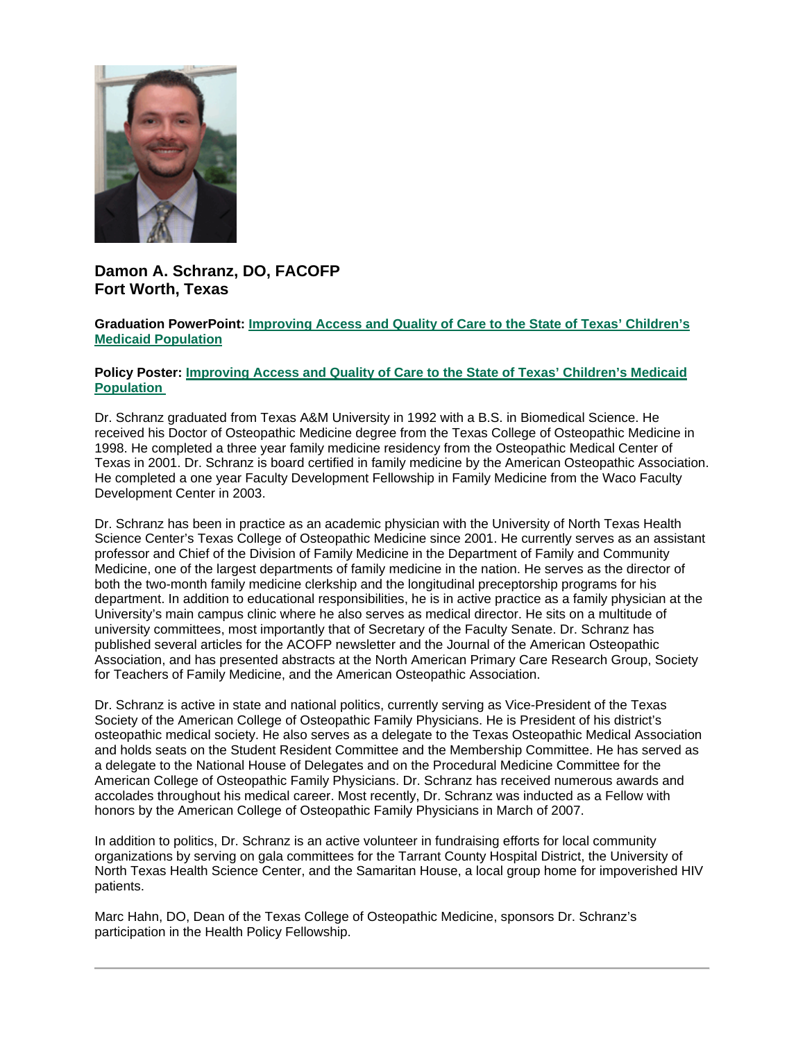**Damon A. Schranz, DO, FACOFP**
**Fort Worth, Texas**

**Graduation PowerPoint:** **Improving Access and Quality of Care to the State of Texas' Children's Medicaid Population**

**Policy Poster:** **Improving Access and Quality of Care to the State of Texas' Children's Medicaid Population**

Dr. Schranz graduated from Texas A&M University in 1992 with a B.S. in Biomedical Science. He received his Doctor of Osteopathic Medicine degree from the Texas College of Osteopathic Medicine in 1998. He completed a three year family medicine residency from the Osteopathic Medical Center of Texas in 2001. Dr. Schranz is board certified in family medicine by the American Osteopathic Association. He completed a one year Faculty Development Fellowship in Family Medicine from the Waco Faculty Development Center in 2003.

Dr. Schranz has been in practice as an academic physician with the University of North Texas Health Science Center's Texas College of Osteopathic Medicine since 2001. He currently serves as an assistant professor and Chief of the Division of Family Medicine in the Department of Family and Community Medicine, one of the largest departments of family medicine in the nation. He serves as the director of both the two-month family medicine clerkship and the longitudinal preceptorship programs for his department. In addition to educational responsibilities, he is in active practice as a family physician at the University's main campus clinic where he also serves as medical director. He sits on a multitude of university committees, most importantly that of Secretary of the Faculty Senate. Dr. Schranz has published several articles for the ACOFP newsletter and the Journal of the American Osteopathic Association, and has presented abstracts at the North American Primary Care Research Group, Society for Teachers of Family Medicine, and the American Osteopathic Association.

Dr. Schranz is active in state and national politics, currently serving as Vice-President of the Texas Society of the American College of Osteopathic Family Physicians. He is President of his district's osteopathic medical society. He also serves as a delegate to the Texas Osteopathic Medical Association and holds seats on the Student Resident Committee and the Membership Committee. He has served as a delegate to the National House of Delegates and on the Procedural Medicine Committee for the American College of Osteopathic Family Physicians. Dr. Schranz has received numerous awards and accolades throughout his medical career. Most recently, Dr. Schranz was inducted as a Fellow with honors by the American College of Osteopathic Family Physicians in March of 2007.

In addition to politics, Dr. Schranz is an active volunteer in fundraising efforts for local community organizations by serving on gala committees for the Tarrant County Hospital District, the University of North Texas Health Science Center, and the Samaritan House, a local group home for impoverished HIV patients.

Marc Hahn, DO, Dean of the Texas College of Osteopathic Medicine, sponsors Dr. Schranz's participation in the Health Policy Fellowship.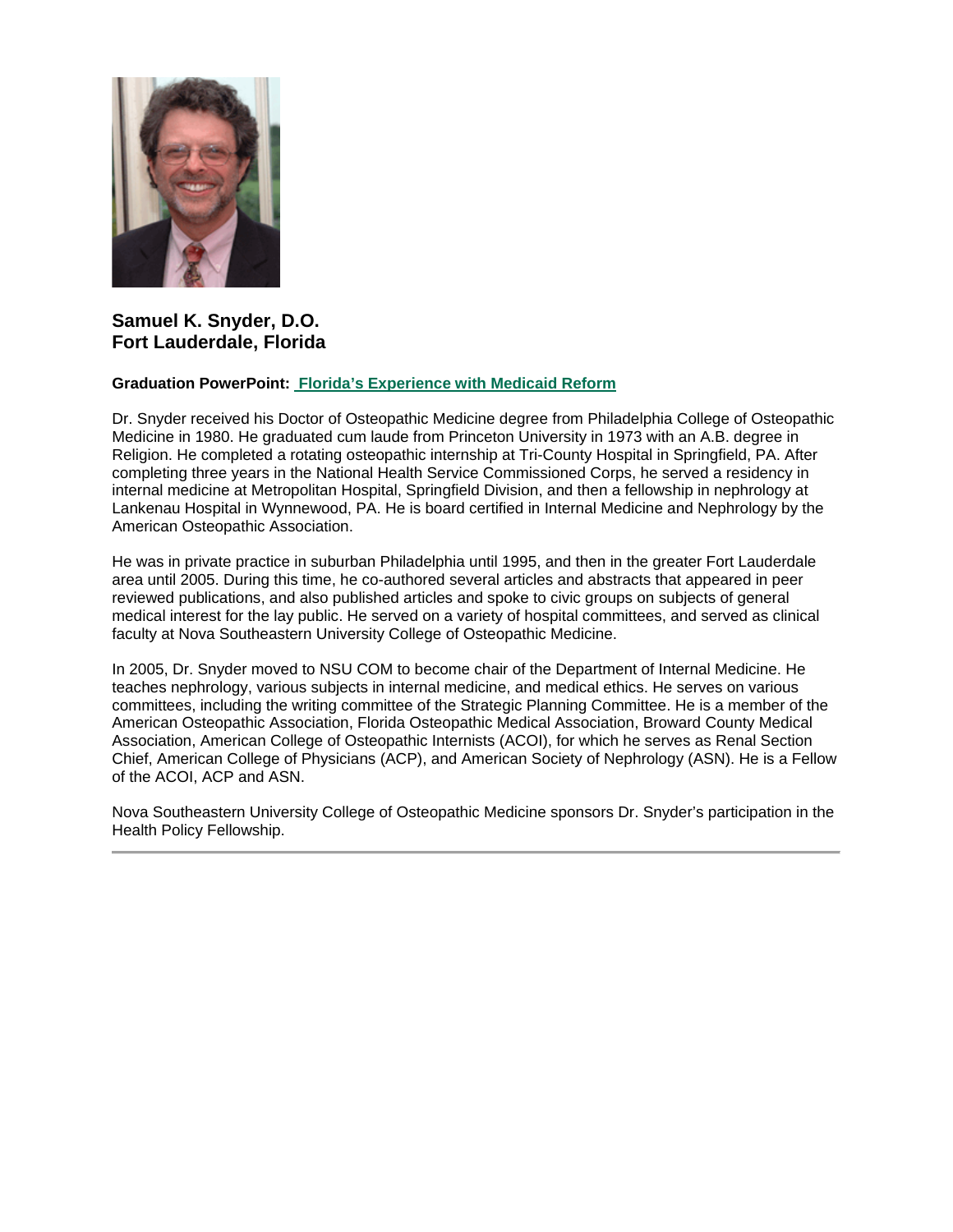**Samuel K. Snyder, D.O.**
**Fort Lauderdale, Florida**

**Graduation PowerPoint: Florida's Experience with Medicaid Reform**

Dr. Snyder received his Doctor of Osteopathic Medicine degree from Philadelphia College of Osteopathic Medicine in 1980. He graduated cum laude from Princeton University in 1973 with an A.B. degree in Religion. He completed a rotating osteopathic internship at Tri-County Hospital in Springfield, PA. After completing three years in the National Health Service Commissioned Corps, he served a residency in internal medicine at Metropolitan Hospital, Springfield Division, and then a fellowship in nephrology at Lankenau Hospital in Wynnewood, PA. He is board certified in Internal Medicine and Nephrology by the American Osteopathic Association.

He was in private practice in suburban Philadelphia until 1995, and then in the greater Fort Lauderdale area until 2005. During this time, he co-authored several articles and abstracts that appeared in peer reviewed publications, and also published articles and spoke to civic groups on subjects of general medical interest for the lay public. He served on a variety of hospital committees, and served as clinical faculty at Nova Southeastern University College of Osteopathic Medicine.

In 2005, Dr. Snyder moved to NSU COM to become chair of the Department of Internal Medicine. He teaches nephrology, various subjects in internal medicine, and medical ethics. He serves on various committees, including the writing committee of the Strategic Planning Committee. He is a member of the American Osteopathic Association, Florida Osteopathic Medical Association, Broward County Medical Association, American College of Osteopathic Internists (ACOI), for which he serves as Renal Section Chief, American College of Physicians (ACP), and American Society of Nephrology (ASN). He is a Fellow of the ACOI, ACP and ASN.

Nova Southeastern University College of Osteopathic Medicine sponsors Dr. Snyder's participation in the Health Policy Fellowship.